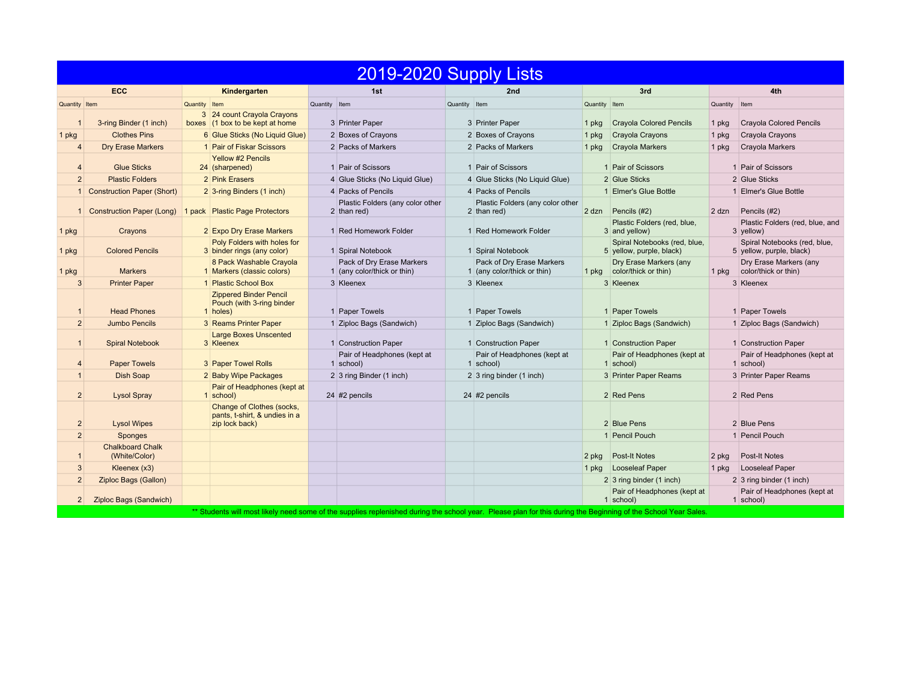# 2019-2020 Supply Lists

| ECC | | Kindergarten | | 1st | | 2nd | | 3rd | | 4th | |
|---|---|---|---|---|---|---|---|---|---|---|---|
| Quantity | Item | Quantity | Item | Quantity | Item | Quantity | Item | Quantity | Item | Quantity | Item |
| 1 | 3-ring Binder (1 inch) | 3 boxes | 24 count Crayola Crayons (1 box to be kept at home | 3 | Printer Paper | 3 | Printer Paper | 1 pkg | Crayola Colored Pencils | 1 pkg | Crayola Colored Pencils |
| 1 pkg | Clothes Pins | 6 | Glue Sticks (No Liquid Glue) | 2 | Boxes of Crayons | 2 | Boxes of Crayons | 1 pkg | Crayola Crayons | 1 pkg | Crayola Crayons |
| 4 | Dry Erase Markers | 1 | Pair of Fiskar Scissors | 2 | Packs of Markers | 2 | Packs of Markers | 1 pkg | Crayola Markers | 1 pkg | Crayola Markers |
| 4 | Glue Sticks | 24 | Yellow #2 Pencils (sharpened) | 1 | Pair of Scissors | 1 | Pair of Scissors | 1 | Pair of Scissors | 1 | Pair of Scissors |
| 2 | Plastic Folders | 2 | Pink Erasers | 4 | Glue Sticks (No Liquid Glue) | 4 | Glue Sticks (No Liquid Glue) | 2 | Glue Sticks | 2 | Glue Sticks |
| 1 | Construction Paper (Short) | 2 | 3-ring Binders (1 inch) | 4 | Packs of Pencils | 4 | Packs of Pencils | 1 | Elmer's Glue Bottle | 1 | Elmer's Glue Bottle |
| 1 | Construction Paper (Long) | 1 pack | Plastic Page Protectors | 2 | Plastic Folders (any color other than red) | 2 | Plastic Folders (any color other than red) | 2 dzn | Pencils (#2) | 2 dzn | Pencils (#2) |
| 1 pkg | Crayons | 2 | Expo Dry Erase Markers | 1 | Red Homework Folder | 1 | Red Homework Folder | 3 | Plastic Folders (red, blue, and yellow) | 3 | Plastic Folders (red, blue, and yellow) |
| 1 pkg | Colored Pencils | 3 | Poly Folders with holes for binder rings (any color) | 1 | Spiral Notebook | 1 | Spiral Notebook | 5 | Spiral Notebooks (red, blue, yellow, purple, black) | 5 | Spiral Notebooks (red, blue, yellow, purple, black) |
| 1 pkg | Markers | 1 | 8 Pack Washable Crayola Markers (classic colors) | 1 | Pack of Dry Erase Markers (any color/thick or thin) | 1 | Pack of Dry Erase Markers (any color/thick or thin) | 1 pkg | Dry Erase Markers (any color/thick or thin) | 1 pkg | Dry Erase Markers (any color/thick or thin) |
| 3 | Printer Paper | 1 | Plastic School Box | 3 | Kleenex | 3 | Kleenex | 3 | Kleenex | 3 | Kleenex |
| 1 | Head Phones | 1 | Zippered Binder Pencil Pouch (with 3-ring binder holes) | 1 | Paper Towels | 1 | Paper Towels | 1 | Paper Towels | 1 | Paper Towels |
| 2 | Jumbo Pencils | 3 | Reams Printer Paper | 1 | Ziploc Bags (Sandwich) | 1 | Ziploc Bags (Sandwich) | 1 | Ziploc Bags (Sandwich) | 1 | Ziploc Bags (Sandwich) |
| 1 | Spiral Notebook | 3 | Large Boxes Unscented Kleenex | 1 | Construction Paper | 1 | Construction Paper | 1 | Construction Paper | 1 | Construction Paper |
| 4 | Paper Towels | 3 | Paper Towel Rolls | 1 | Pair of Headphones (kept at school) | 1 | Pair of Headphones (kept at school) | 1 | Pair of Headphones (kept at school) | 1 | Pair of Headphones (kept at school) |
| 1 | Dish Soap | 2 | Baby Wipe Packages | 2 | 3 ring Binder (1 inch) | 2 | 3 ring binder (1 inch) | 3 | Printer Paper Reams | 3 | Printer Paper Reams |
| 2 | Lysol Spray | 1 | Pair of Headphones (kept at school) | 24 | #2 pencils | 24 | #2 pencils | 2 | Red Pens | 2 | Red Pens |
| 2 | Lysol Wipes | | Change of Clothes (socks, pants, t-shirt, & undies in a zip lock back) | | | | | 2 | Blue Pens | 2 | Blue Pens |
| 2 | Sponges | | | | | | | 1 | Pencil Pouch | 1 | Pencil Pouch |
| 1 | Chalkboard Chalk (White/Color) | | | | | | | 2 pkg | Post-It Notes | 2 pkg | Post-It Notes |
| 3 | Kleenex (x3) | | | | | | | 1 pkg | Looseleaf Paper | 1 pkg | Looseleaf Paper |
| 2 | Ziploc Bags (Gallon) | | | | | | | 2 | 3 ring binder (1 inch) | 2 | 3 ring binder (1 inch) |
| 2 | Ziploc Bags (Sandwich) | | | | | | | 1 | Pair of Headphones (kept at school) | 1 | Pair of Headphones (kept at school) |

** Students will most likely need some of the supplies replenished during the school year. Please plan for this during the Beginning of the School Year Sales.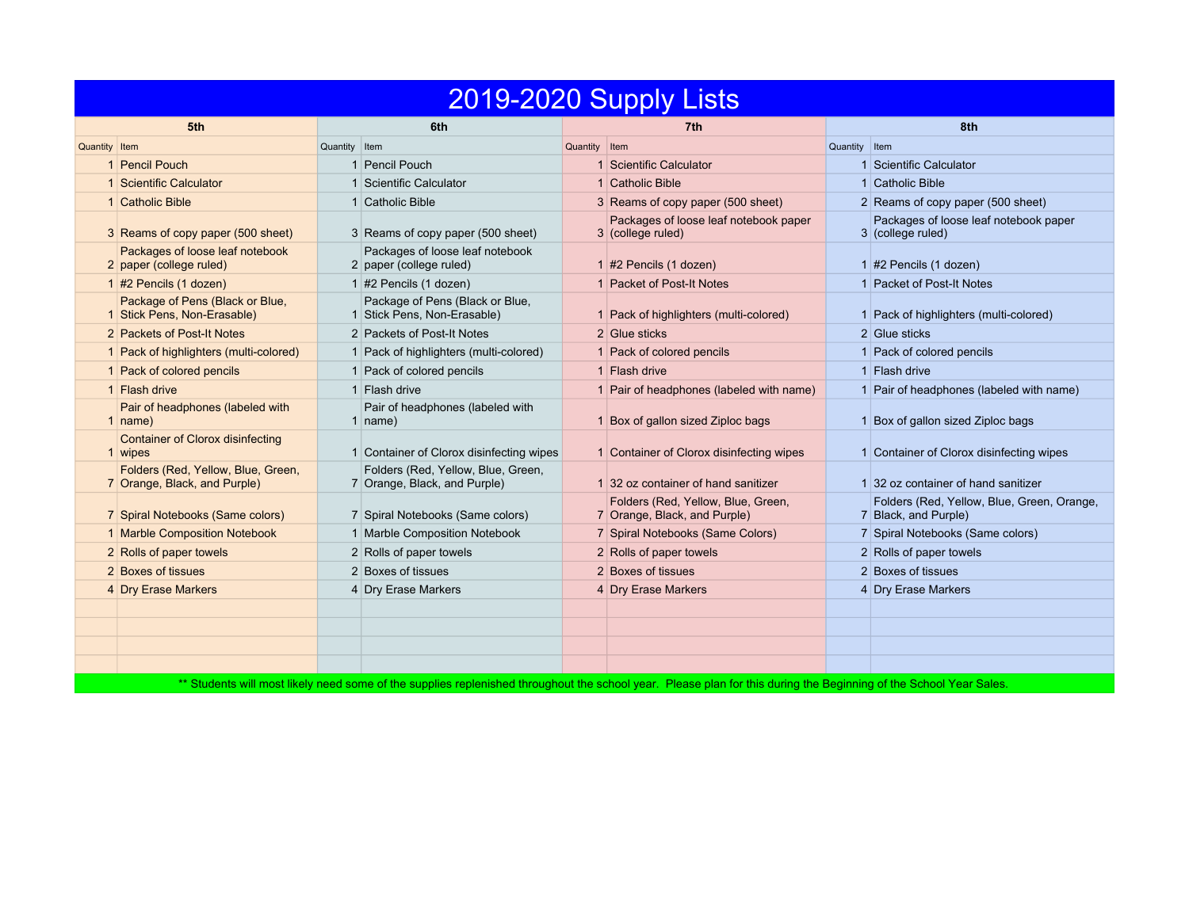# 2019-2020 Supply Lists

| 5th | | 6th | | 7th | | 8th | |
|---|---|---|---|---|---|---|---|
| Quantity | Item | Quantity | Item | Quantity | Item | Quantity | Item |
| 1 | Pencil Pouch | 1 | Pencil Pouch | 1 | Scientific Calculator | 1 | Scientific Calculator |
| 1 | Scientific Calculator | 1 | Scientific Calculator | 1 | Catholic Bible | 1 | Catholic Bible |
| 1 | Catholic Bible | 1 | Catholic Bible | 3 | Reams of copy paper (500 sheet) | 2 | Reams of copy paper (500 sheet) |
| 3 | Reams of copy paper (500 sheet) | 3 | Reams of copy paper (500 sheet) | 3 | Packages of loose leaf notebook paper (college ruled) | 3 | Packages of loose leaf notebook paper (college ruled) |
| 2 | Packages of loose leaf notebook paper (college ruled) | 2 | Packages of loose leaf notebook paper (college ruled) | 1 | #2 Pencils (1 dozen) | 1 | #2 Pencils (1 dozen) |
| 1 | #2 Pencils (1 dozen) | 1 | #2 Pencils (1 dozen) | 1 | Packet of Post-It Notes | 1 | Packet of Post-It Notes |
| 1 | Package of Pens (Black or Blue, Stick Pens, Non-Erasable) | 1 | Package of Pens (Black or Blue, Stick Pens, Non-Erasable) | 1 | Pack of highlighters (multi-colored) | 1 | Pack of highlighters (multi-colored) |
| 2 | Packets of Post-It Notes | 2 | Packets of Post-It Notes | 2 | Glue sticks | 2 | Glue sticks |
| 1 | Pack of highlighters (multi-colored) | 1 | Pack of highlighters (multi-colored) | 1 | Pack of colored pencils | 1 | Pack of colored pencils |
| 1 | Pack of colored pencils | 1 | Pack of colored pencils | 1 | Flash drive | 1 | Flash drive |
| 1 | Flash drive | 1 | Flash drive | 1 | Pair of headphones (labeled with name) | 1 | Pair of headphones (labeled with name) |
| 1 | Pair of headphones (labeled with name) | 1 | Pair of headphones (labeled with name) | 1 | Box of gallon sized Ziploc bags | 1 | Box of gallon sized Ziploc bags |
| 1 | Container of Clorox disinfecting wipes | 1 | Container of Clorox disinfecting wipes | 1 | Container of Clorox disinfecting wipes | 1 | Container of Clorox disinfecting wipes |
| 7 | Folders (Red, Yellow, Blue, Green, Orange, Black, and Purple) | 7 | Folders (Red, Yellow, Blue, Green, Orange, Black, and Purple) | 1 | 32 oz container of hand sanitizer | 1 | 32 oz container of hand sanitizer |
| 7 | Spiral Notebooks (Same colors) | 7 | Spiral Notebooks (Same colors) | 7 | Folders (Red, Yellow, Blue, Green, Orange, Black, and Purple) | 7 | Folders (Red, Yellow, Blue, Green, Orange, Black, and Purple) |
| 1 | Marble Composition Notebook | 1 | Marble Composition Notebook | 7 | Spiral Notebooks (Same Colors) | 7 | Spiral Notebooks (Same colors) |
| 2 | Rolls of paper towels | 2 | Rolls of paper towels | 2 | Rolls of paper towels | 2 | Rolls of paper towels |
| 2 | Boxes of tissues | 2 | Boxes of tissues | 2 | Boxes of tissues | 2 | Boxes of tissues |
| 4 | Dry Erase Markers | 4 | Dry Erase Markers | 4 | Dry Erase Markers | 4 | Dry Erase Markers |

** Students will most likely need some of the supplies replenished throughout the school year. Please plan for this during the Beginning of the School Year Sales.